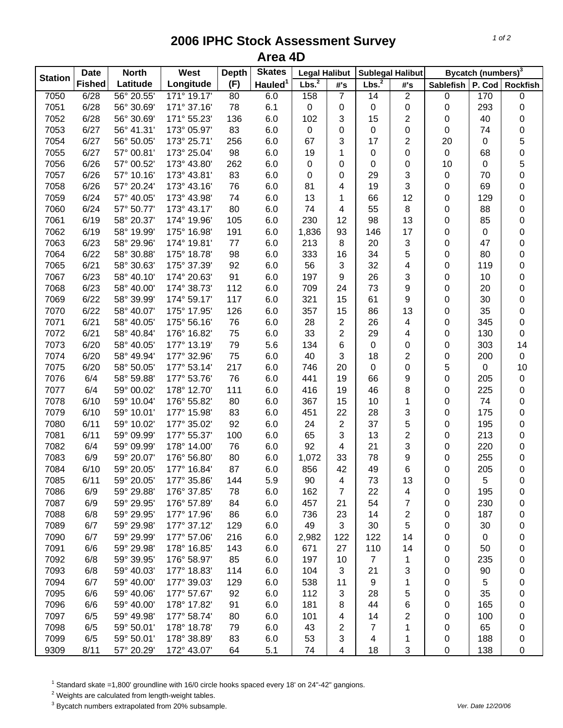# 2006 IPHC Stock Assessment Survey
## Area 4D

| Station | Date Fished | North Latitude | West Longitude | Depth (F) | Skates Hauled[1] | Legal Halibut | | Sublegal Halibut | | Bycatch (numbers)[3] | | |
|---|---|---|---|---|---|---|---|---|---|---|---|---|
| | | | | | | Lbs.[2] | #'s | Lbs.[2] | #'s | Sablefish | P. Cod | Rockfish |
| 7050 | 6/28 | 56° 20.55' | 171° 19.17' | 80 | 6.0 | 158 | 7 | 14 | 2 | 0 | 170 | 0 |
| 7051 | 6/28 | 56° 30.69' | 171° 37.16' | 78 | 6.1 | 0 | 0 | 0 | 0 | 0 | 293 | 0 |
| 7052 | 6/28 | 56° 30.69' | 171° 55.23' | 136 | 6.0 | 102 | 3 | 15 | 2 | 0 | 40 | 0 |
| 7053 | 6/27 | 56° 41.31' | 173° 05.97' | 83 | 6.0 | 0 | 0 | 0 | 0 | 0 | 74 | 0 |
| 7054 | 6/27 | 56° 50.05' | 173° 25.71' | 256 | 6.0 | 67 | 3 | 17 | 2 | 20 | 0 | 5 |
| 7055 | 6/27 | 57° 00.81' | 173° 25.04' | 98 | 6.0 | 19 | 1 | 0 | 0 | 0 | 68 | 0 |
| 7056 | 6/26 | 57° 00.52' | 173° 43.80' | 262 | 6.0 | 0 | 0 | 0 | 0 | 10 | 0 | 5 |
| 7057 | 6/26 | 57° 10.16' | 173° 43.81' | 83 | 6.0 | 0 | 0 | 29 | 3 | 0 | 70 | 0 |
| 7058 | 6/26 | 57° 20.24' | 173° 43.16' | 76 | 6.0 | 81 | 4 | 19 | 3 | 0 | 69 | 0 |
| 7059 | 6/24 | 57° 40.05' | 173° 43.98' | 74 | 6.0 | 13 | 1 | 66 | 12 | 0 | 129 | 0 |
| 7060 | 6/24 | 57° 50.77' | 173° 43.17' | 80 | 6.0 | 74 | 4 | 55 | 8 | 0 | 88 | 0 |
| 7061 | 6/19 | 58° 20.37' | 174° 19.96' | 105 | 6.0 | 230 | 12 | 98 | 13 | 0 | 85 | 0 |
| 7062 | 6/19 | 58° 19.99' | 175° 16.98' | 191 | 6.0 | 1,836 | 93 | 146 | 17 | 0 | 0 | 0 |
| 7063 | 6/23 | 58° 29.96' | 174° 19.81' | 77 | 6.0 | 213 | 8 | 20 | 3 | 0 | 47 | 0 |
| 7064 | 6/22 | 58° 30.88' | 175° 18.78' | 98 | 6.0 | 333 | 16 | 34 | 5 | 0 | 80 | 0 |
| 7065 | 6/21 | 58° 30.63' | 175° 37.39' | 92 | 6.0 | 56 | 3 | 32 | 4 | 0 | 119 | 0 |
| 7067 | 6/23 | 58° 40.10' | 174° 20.63' | 91 | 6.0 | 197 | 9 | 26 | 3 | 0 | 10 | 0 |
| 7068 | 6/23 | 58° 40.00' | 174° 38.73' | 112 | 6.0 | 709 | 24 | 73 | 9 | 0 | 20 | 0 |
| 7069 | 6/22 | 58° 39.99' | 174° 59.17' | 117 | 6.0 | 321 | 15 | 61 | 9 | 0 | 30 | 0 |
| 7070 | 6/22 | 58° 40.07' | 175° 17.95' | 126 | 6.0 | 357 | 15 | 86 | 13 | 0 | 35 | 0 |
| 7071 | 6/21 | 58° 40.05' | 175° 56.16' | 76 | 6.0 | 28 | 2 | 26 | 4 | 0 | 345 | 0 |
| 7072 | 6/21 | 58° 40.84' | 176° 16.82' | 75 | 6.0 | 33 | 2 | 29 | 4 | 0 | 130 | 0 |
| 7073 | 6/20 | 58° 40.05' | 177° 13.19' | 79 | 5.6 | 134 | 6 | 0 | 0 | 0 | 303 | 14 |
| 7074 | 6/20 | 58° 49.94' | 177° 32.96' | 75 | 6.0 | 40 | 3 | 18 | 2 | 0 | 200 | 0 |
| 7075 | 6/20 | 58° 50.05' | 177° 53.14' | 217 | 6.0 | 746 | 20 | 0 | 0 | 5 | 0 | 10 |
| 7076 | 6/4 | 58° 59.88' | 177° 53.76' | 76 | 6.0 | 441 | 19 | 66 | 9 | 0 | 205 | 0 |
| 7077 | 6/4 | 59° 00.02' | 178° 12.70' | 111 | 6.0 | 416 | 19 | 46 | 8 | 0 | 225 | 0 |
| 7078 | 6/10 | 59° 10.04' | 176° 55.82' | 80 | 6.0 | 367 | 15 | 10 | 1 | 0 | 74 | 0 |
| 7079 | 6/10 | 59° 10.01' | 177° 15.98' | 83 | 6.0 | 451 | 22 | 28 | 3 | 0 | 175 | 0 |
| 7080 | 6/11 | 59° 10.02' | 177° 35.02' | 92 | 6.0 | 24 | 2 | 37 | 5 | 0 | 195 | 0 |
| 7081 | 6/11 | 59° 09.99' | 177° 55.37' | 100 | 6.0 | 65 | 3 | 13 | 2 | 0 | 213 | 0 |
| 7082 | 6/4 | 59° 09.99' | 178° 14.00' | 76 | 6.0 | 92 | 4 | 21 | 3 | 0 | 220 | 0 |
| 7083 | 6/9 | 59° 20.07' | 176° 56.80' | 80 | 6.0 | 1,072 | 33 | 78 | 9 | 0 | 255 | 0 |
| 7084 | 6/10 | 59° 20.05' | 177° 16.84' | 87 | 6.0 | 856 | 42 | 49 | 6 | 0 | 205 | 0 |
| 7085 | 6/11 | 59° 20.05' | 177° 35.86' | 144 | 5.9 | 90 | 4 | 73 | 13 | 0 | 5 | 0 |
| 7086 | 6/9 | 59° 29.88' | 176° 37.85' | 78 | 6.0 | 162 | 7 | 22 | 4 | 0 | 195 | 0 |
| 7087 | 6/9 | 59° 29.95' | 176° 57.89' | 84 | 6.0 | 457 | 21 | 54 | 7 | 0 | 230 | 0 |
| 7088 | 6/8 | 59° 29.95' | 177° 17.96' | 86 | 6.0 | 736 | 23 | 14 | 2 | 0 | 187 | 0 |
| 7089 | 6/7 | 59° 29.98' | 177° 37.12' | 129 | 6.0 | 49 | 3 | 30 | 5 | 0 | 30 | 0 |
| 7090 | 6/7 | 59° 29.99' | 177° 57.06' | 216 | 6.0 | 2,982 | 122 | 122 | 14 | 0 | 0 | 0 |
| 7091 | 6/6 | 59° 29.98' | 178° 16.85' | 143 | 6.0 | 671 | 27 | 110 | 14 | 0 | 50 | 0 |
| 7092 | 6/8 | 59° 39.95' | 176° 58.97' | 85 | 6.0 | 197 | 10 | 7 | 1 | 0 | 235 | 0 |
| 7093 | 6/8 | 59° 40.03' | 177° 18.83' | 114 | 6.0 | 104 | 3 | 21 | 3 | 0 | 90 | 0 |
| 7094 | 6/7 | 59° 40.00' | 177° 39.03' | 129 | 6.0 | 538 | 11 | 9 | 1 | 0 | 5 | 0 |
| 7095 | 6/6 | 59° 40.06' | 177° 57.67' | 92 | 6.0 | 112 | 3 | 28 | 5 | 0 | 35 | 0 |
| 7096 | 6/6 | 59° 40.00' | 178° 17.82' | 91 | 6.0 | 181 | 8 | 44 | 6 | 0 | 165 | 0 |
| 7097 | 6/5 | 59° 49.98' | 177° 58.74' | 80 | 6.0 | 101 | 4 | 14 | 2 | 0 | 100 | 0 |
| 7098 | 6/5 | 59° 50.01' | 178° 18.78' | 79 | 6.0 | 43 | 2 | 7 | 1 | 0 | 65 | 0 |
| 7099 | 6/5 | 59° 50.01' | 178° 38.89' | 83 | 6.0 | 53 | 3 | 4 | 1 | 0 | 188 | 0 |
| 9309 | 8/11 | 57° 20.29' | 172° 43.07' | 64 | 5.1 | 74 | 4 | 18 | 3 | 0 | 138 | 0 |

[1] Standard skate =1,800' groundline with 16/0 circle hooks spaced every 18' on 24"-42" gangions.

[2] Weights are calculated from length-weight tables.

[3] Bycatch numbers extrapolated from 20% subsample.

*Ver. Date 12/20/06*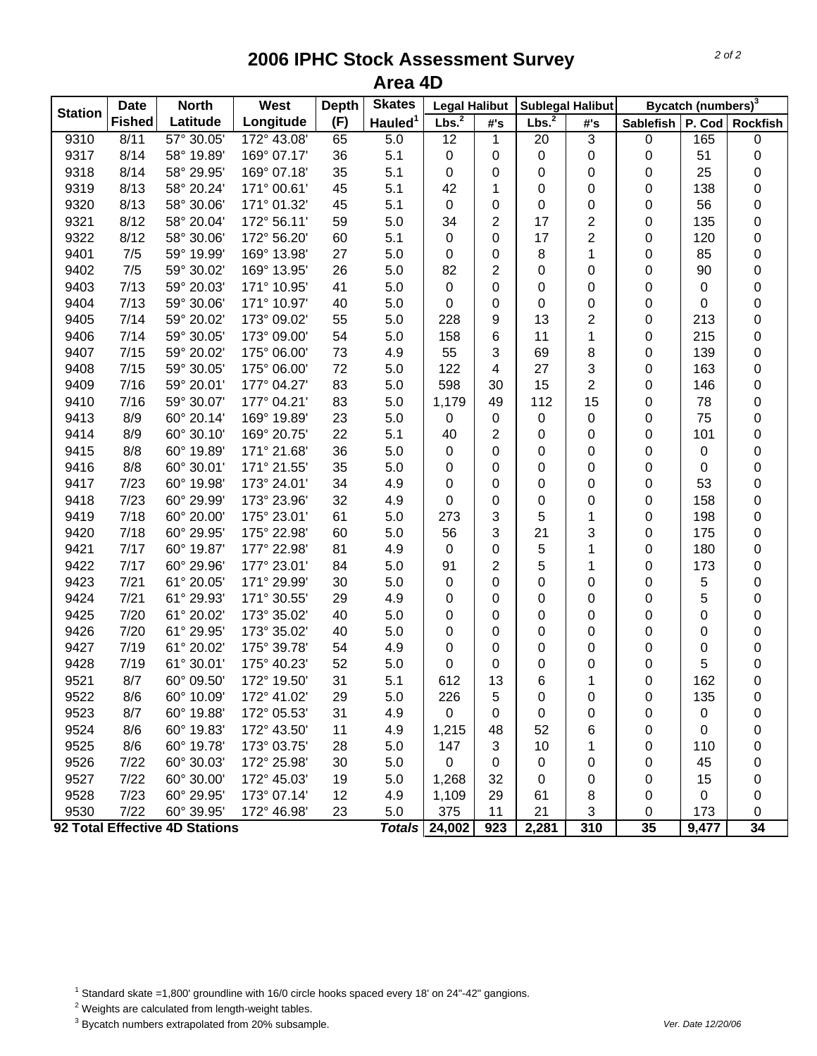# 2006 IPHC Stock Assessment Survey
## Area 4D

| Station | Date Fished | North Latitude | West Longitude | Depth (F) | Skates Hauled[1] | Legal Halibut Lbs.[2] | Legal Halibut #'s | Sublegal Halibut Lbs.[2] | Sublegal Halibut #'s | Bycatch (numbers)[3] Sablefish | Bycatch (numbers)[3] P. Cod | Bycatch (numbers)[3] Rockfish |
|---|---|---|---|---|---|---|---|---|---|---|---|---|
| 9310 | 8/11 | 57° 30.05' | 172° 43.08' | 65 | 5.0 | 12 | 1 | 20 | 3 | 0 | 165 | 0 |
| 9317 | 8/14 | 58° 19.89' | 169° 07.17' | 36 | 5.1 | 0 | 0 | 0 | 0 | 0 | 51 | 0 |
| 9318 | 8/14 | 58° 29.95' | 169° 07.18' | 35 | 5.1 | 0 | 0 | 0 | 0 | 0 | 25 | 0 |
| 9319 | 8/13 | 58° 20.24' | 171° 00.61' | 45 | 5.1 | 42 | 1 | 0 | 0 | 0 | 138 | 0 |
| 9320 | 8/13 | 58° 30.06' | 171° 01.32' | 45 | 5.1 | 0 | 0 | 0 | 0 | 0 | 56 | 0 |
| 9321 | 8/12 | 58° 20.04' | 172° 56.11' | 59 | 5.0 | 34 | 2 | 17 | 2 | 0 | 135 | 0 |
| 9322 | 8/12 | 58° 30.06' | 172° 56.20' | 60 | 5.1 | 0 | 0 | 17 | 2 | 0 | 120 | 0 |
| 9401 | 7/5 | 59° 19.99' | 169° 13.98' | 27 | 5.0 | 0 | 0 | 8 | 1 | 0 | 85 | 0 |
| 9402 | 7/5 | 59° 30.02' | 169° 13.95' | 26 | 5.0 | 82 | 2 | 0 | 0 | 0 | 90 | 0 |
| 9403 | 7/13 | 59° 20.03' | 171° 10.95' | 41 | 5.0 | 0 | 0 | 0 | 0 | 0 | 0 | 0 |
| 9404 | 7/13 | 59° 30.06' | 171° 10.97' | 40 | 5.0 | 0 | 0 | 0 | 0 | 0 | 0 | 0 |
| 9405 | 7/14 | 59° 20.02' | 173° 09.02' | 55 | 5.0 | 228 | 9 | 13 | 2 | 0 | 213 | 0 |
| 9406 | 7/14 | 59° 30.05' | 173° 09.00' | 54 | 5.0 | 158 | 6 | 11 | 1 | 0 | 215 | 0 |
| 9407 | 7/15 | 59° 20.02' | 175° 06.00' | 73 | 4.9 | 55 | 3 | 69 | 8 | 0 | 139 | 0 |
| 9408 | 7/15 | 59° 30.05' | 175° 06.00' | 72 | 5.0 | 122 | 4 | 27 | 3 | 0 | 163 | 0 |
| 9409 | 7/16 | 59° 20.01' | 177° 04.27' | 83 | 5.0 | 598 | 30 | 15 | 2 | 0 | 146 | 0 |
| 9410 | 7/16 | 59° 30.07' | 177° 04.21' | 83 | 5.0 | 1,179 | 49 | 112 | 15 | 0 | 78 | 0 |
| 9413 | 8/9 | 60° 20.14' | 169° 19.89' | 23 | 5.0 | 0 | 0 | 0 | 0 | 0 | 75 | 0 |
| 9414 | 8/9 | 60° 30.10' | 169° 20.75' | 22 | 5.1 | 40 | 2 | 0 | 0 | 0 | 101 | 0 |
| 9415 | 8/8 | 60° 19.89' | 171° 21.68' | 36 | 5.0 | 0 | 0 | 0 | 0 | 0 | 0 | 0 |
| 9416 | 8/8 | 60° 30.01' | 171° 21.55' | 35 | 5.0 | 0 | 0 | 0 | 0 | 0 | 0 | 0 |
| 9417 | 7/23 | 60° 19.98' | 173° 24.01' | 34 | 4.9 | 0 | 0 | 0 | 0 | 0 | 53 | 0 |
| 9418 | 7/23 | 60° 29.99' | 173° 23.96' | 32 | 4.9 | 0 | 0 | 0 | 0 | 0 | 158 | 0 |
| 9419 | 7/18 | 60° 20.00' | 175° 23.01' | 61 | 5.0 | 273 | 3 | 5 | 1 | 0 | 198 | 0 |
| 9420 | 7/18 | 60° 29.95' | 175° 22.98' | 60 | 5.0 | 56 | 3 | 21 | 3 | 0 | 175 | 0 |
| 9421 | 7/17 | 60° 19.87' | 177° 22.98' | 81 | 4.9 | 0 | 0 | 5 | 1 | 0 | 180 | 0 |
| 9422 | 7/17 | 60° 29.96' | 177° 23.01' | 84 | 5.0 | 91 | 2 | 5 | 1 | 0 | 173 | 0 |
| 9423 | 7/21 | 61° 20.05' | 171° 29.99' | 30 | 5.0 | 0 | 0 | 0 | 0 | 0 | 5 | 0 |
| 9424 | 7/21 | 61° 29.93' | 171° 30.55' | 29 | 4.9 | 0 | 0 | 0 | 0 | 0 | 5 | 0 |
| 9425 | 7/20 | 61° 20.02' | 173° 35.02' | 40 | 5.0 | 0 | 0 | 0 | 0 | 0 | 0 | 0 |
| 9426 | 7/20 | 61° 29.95' | 173° 35.02' | 40 | 5.0 | 0 | 0 | 0 | 0 | 0 | 0 | 0 |
| 9427 | 7/19 | 61° 20.02' | 175° 39.78' | 54 | 4.9 | 0 | 0 | 0 | 0 | 0 | 0 | 0 |
| 9428 | 7/19 | 61° 30.01' | 175° 40.23' | 52 | 5.0 | 0 | 0 | 0 | 0 | 0 | 5 | 0 |
| 9521 | 8/7 | 60° 09.50' | 172° 19.50' | 31 | 5.1 | 612 | 13 | 6 | 1 | 0 | 162 | 0 |
| 9522 | 8/6 | 60° 10.09' | 172° 41.02' | 29 | 5.0 | 226 | 5 | 0 | 0 | 0 | 135 | 0 |
| 9523 | 8/7 | 60° 19.88' | 172° 05.53' | 31 | 4.9 | 0 | 0 | 0 | 0 | 0 | 0 | 0 |
| 9524 | 8/6 | 60° 19.83' | 172° 43.50' | 11 | 4.9 | 1,215 | 48 | 52 | 6 | 0 | 0 | 0 |
| 9525 | 8/6 | 60° 19.78' | 173° 03.75' | 28 | 5.0 | 147 | 3 | 10 | 1 | 0 | 110 | 0 |
| 9526 | 7/22 | 60° 30.03' | 172° 25.98' | 30 | 5.0 | 0 | 0 | 0 | 0 | 0 | 45 | 0 |
| 9527 | 7/22 | 60° 30.00' | 172° 45.03' | 19 | 5.0 | 1,268 | 32 | 0 | 0 | 0 | 15 | 0 |
| 9528 | 7/23 | 60° 29.95' | 173° 07.14' | 12 | 4.9 | 1,109 | 29 | 61 | 8 | 0 | 0 | 0 |
| 9530 | 7/22 | 60° 39.95' | 172° 46.98' | 23 | 5.0 | 375 | 11 | 21 | 3 | 0 | 173 | 0 |
| **92 Total Effective 4D Stations** | | | | | ***Totals*** | **24,002** | **923** | **2,281** | **310** | **35** | **9,477** | **34** |

[1] Standard skate =1,800' groundline with 16/0 circle hooks spaced every 18' on 24"-42" gangions.

[2] Weights are calculated from length-weight tables.

[3] Bycatch numbers extrapolated from 20% subsample.

*Ver. Date 12/20/06*